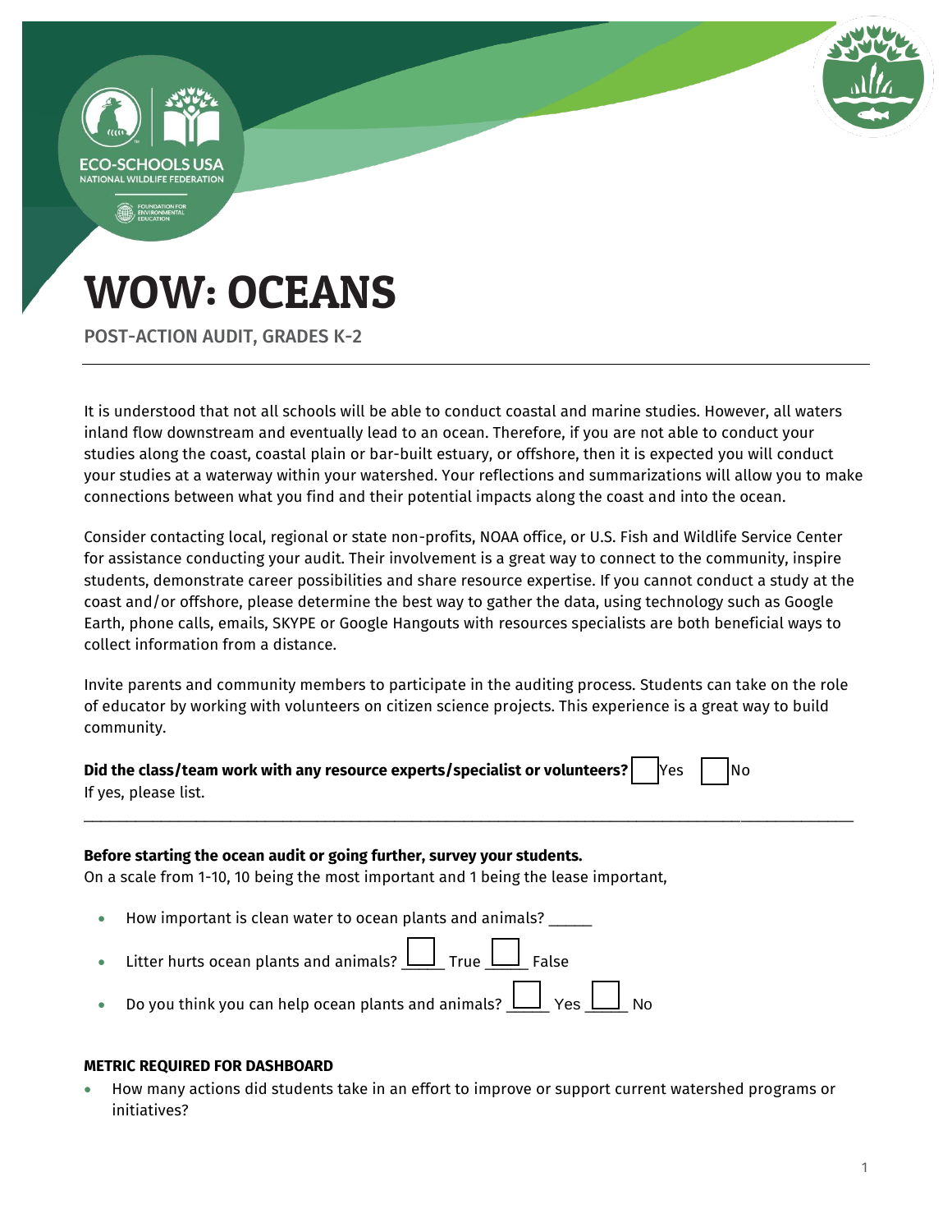ECO-SCHOOLS USA
NATIONAL WILDLIFE FEDERATION

FOUNDATION FOR ENVIRONMENTAL EDUCATION

# WOW: OCEANS

POST-ACTION AUDIT, GRADES K-2

It is understood that not all schools will be able to conduct coastal and marine studies. However, all waters inland flow downstream and eventually lead to an ocean. Therefore, if you are not able to conduct your studies along the coast, coastal plain or bar-built estuary, or offshore, then it is expected you will conduct your studies at a waterway within your watershed. Your reflections and summarizations will allow you to make connections between what you find and their potential impacts along the coast and into the ocean.

Consider contacting local, regional or state non-profits, NOAA office, or U.S. Fish and Wildlife Service Center for assistance conducting your audit. Their involvement is a great way to connect to the community, inspire students, demonstrate career possibilities and share resource expertise. If you cannot conduct a study at the coast and/or offshore, please determine the best way to gather the data, using technology such as Google Earth, phone calls, emails, SKYPE or Google Hangouts with resources specialists are both beneficial ways to collect information from a distance.

Invite parents and community members to participate in the auditing process. Students can take on the role of educator by working with volunteers on citizen science projects. This experience is a great way to build community.

**Did the class/team work with any resource experts/specialist or volunteers?** ☐ Yes ☐ No
If yes, please list.

________________________________________________________________________________

**Before starting the ocean audit or going further, survey your students.**
On a scale from 1-10, 10 being the most important and 1 being the lease important,

- How important is clean water to ocean plants and animals? _____
- Litter hurts ocean plants and animals? ☐ True ☐ False
- Do you think you can help ocean plants and animals? ☐ Yes ☐ No

**METRIC REQUIRED FOR DASHBOARD**

- How many actions did students take in an effort to improve or support current watershed programs or initiatives?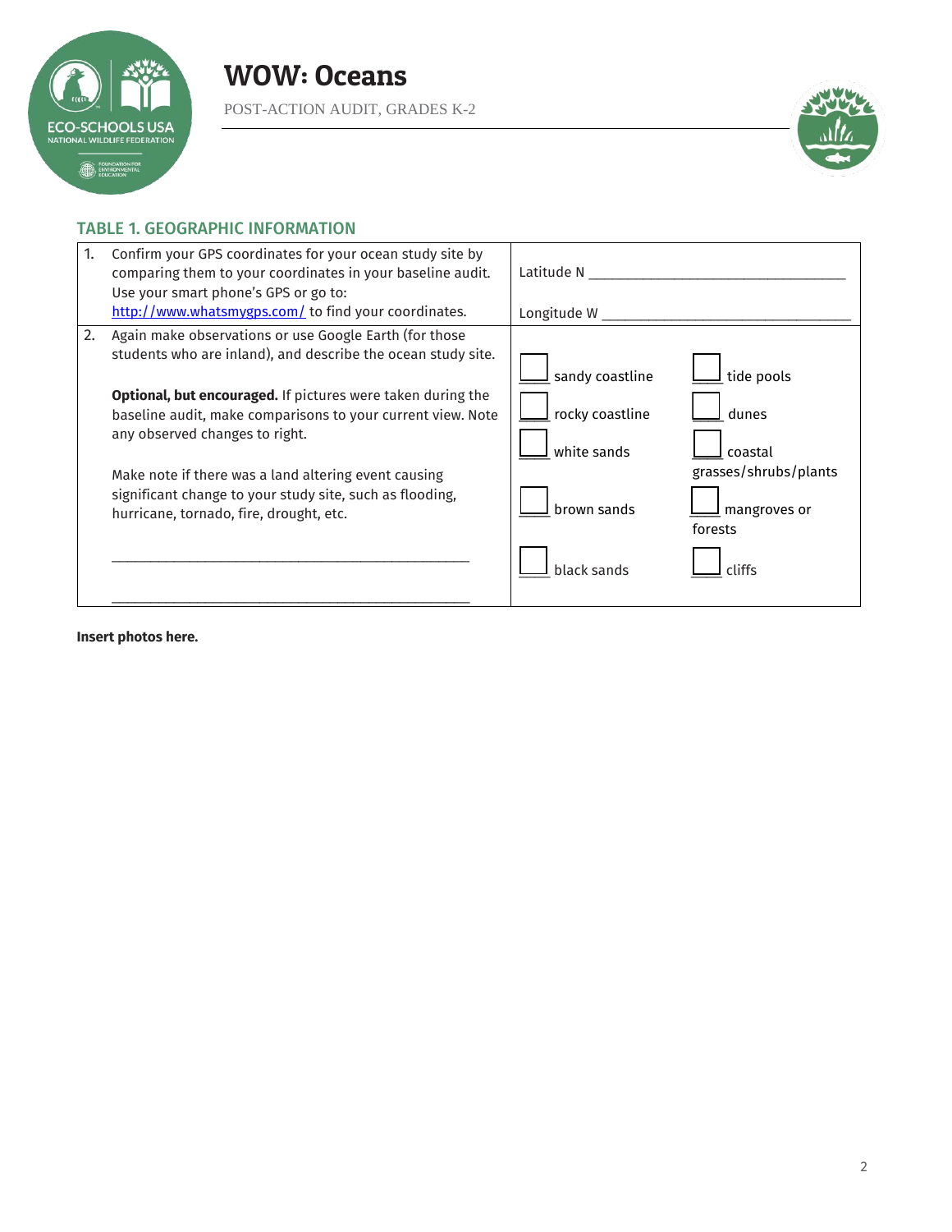# WOW: Oceans

POST-ACTION AUDIT, GRADES K-2

## TABLE 1. GEOGRAPHIC INFORMATION

| | | |
|---|---|---|
| 1. | Confirm your GPS coordinates for your ocean study site by comparing them to your coordinates in your baseline audit. Use your smart phone's GPS or go to: [http://www.whatsmygps.com/](http://www.whatsmygps.com/) to find your coordinates. | Latitude N ________________________________<br><br>Longitude W ________________________________ |
| 2. | Again make observations or use Google Earth (for those students who are inland), and describe the ocean study site.<br><br>**Optional, but encouraged.** If pictures were taken during the baseline audit, make comparisons to your current view. Note any observed changes to right.<br><br>Make note if there was a land altering event causing significant change to your study site, such as flooding, hurricane, tornado, fire, drought, etc.<br><br>____________________________________________<br><br>____________________________________________ | ☐ sandy coastline ☐ tide pools<br>☐ rocky coastline ☐ dunes<br>☐ white sands ☐ coastal grasses/shrubs/plants<br>☐ brown sands ☐ mangroves or forests<br>☐ black sands ☐ cliffs |

**Insert photos here.**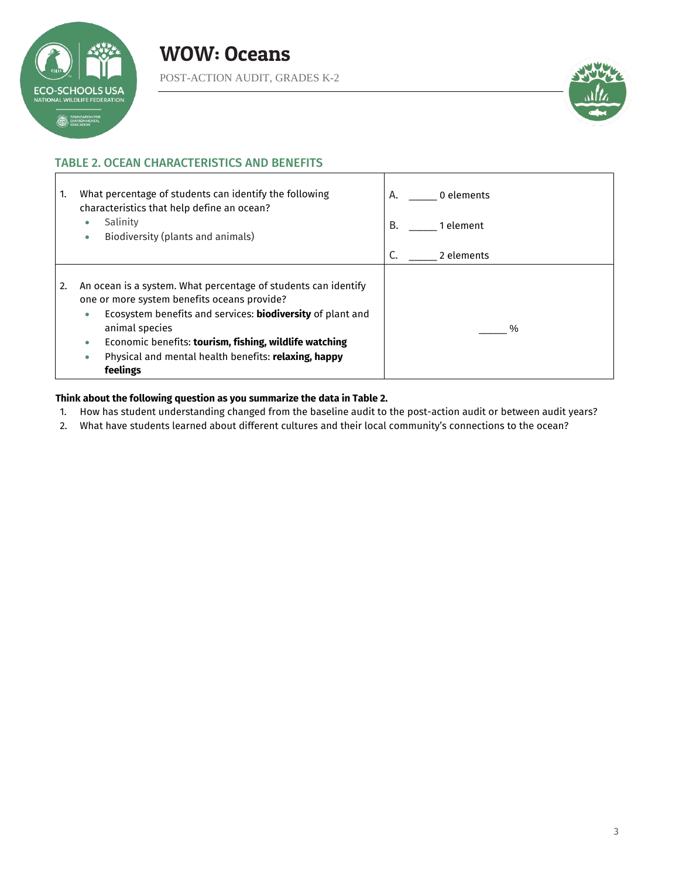## TABLE 2. OCEAN CHARACTERISTICS AND BENEFITS

| Question | Response |
|---|---|
| 1. What percentage of students can identify the following characteristics that help define an ocean?<br>• Salinity<br>• Biodiversity (plants and animals) | A. _____ 0 elements<br>B. _____ 1 element<br>C. _____ 2 elements |
| 2. An ocean is a system. What percentage of students can identify one or more system benefits oceans provide?<br>• Ecosystem benefits and services: **biodiversity** of plant and animal species<br>• Economic benefits: **tourism, fishing, wildlife watching**<br>• Physical and mental health benefits: **relaxing, happy feelings** | _____ % |

**Think about the following question as you summarize the data in Table 2.**

1. How has student understanding changed from the baseline audit to the post-action audit or between audit years?
2. What have students learned about different cultures and their local community's connections to the ocean?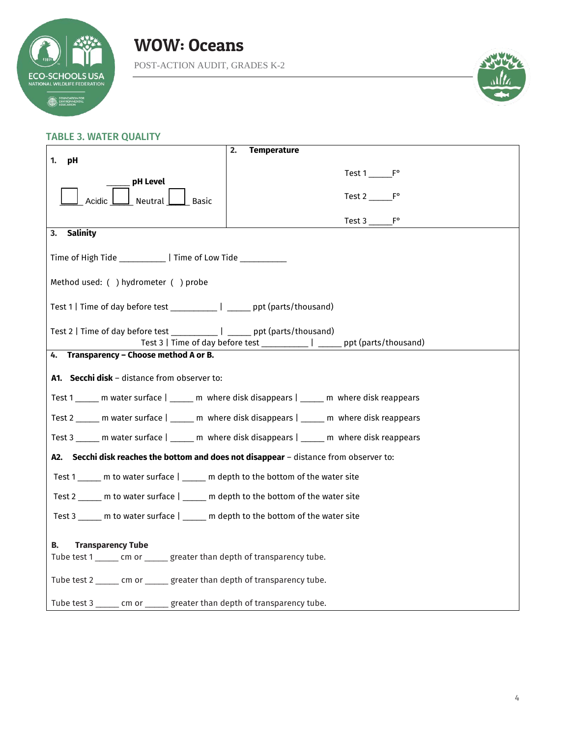# WOW: Oceans

POST-ACTION AUDIT, GRADES K-2

## TABLE 3. WATER QUALITY

**1. pH**

_____ **pH Level**

☐ Acidic ☐ Neutral ☐ Basic

**2. Temperature**

Test 1 _____F°

Test 2 _____F°

Test 3 _____F°

**3. Salinity**

Time of High Tide __________ | Time of Low Tide __________

Method used: ( ) hydrometer ( ) probe

Test 1 | Time of day before test __________ | _____ ppt (parts/thousand)

Test 2 | Time of day before test __________ | _____ ppt (parts/thousand)

Test 3 | Time of day before test __________ | _____ ppt (parts/thousand)

**4. Transparency – Choose method A or B.**

**A1. Secchi disk** – distance from observer to:

Test 1 _____ m water surface | _____ m where disk disappears | _____ m where disk reappears

Test 2 _____ m water surface | _____ m where disk disappears | _____ m where disk reappears

Test 3 _____ m water surface | _____ m where disk disappears | _____ m where disk reappears

**A2. Secchi disk reaches the bottom and does not disappear** – distance from observer to:

Test 1 _____ m to water surface | _____ m depth to the bottom of the water site

Test 2 _____ m to water surface | _____ m depth to the bottom of the water site

Test 3 _____ m to water surface | _____ m depth to the bottom of the water site

**B. Transparency Tube**

Tube test 1 _____ cm or _____ greater than depth of transparency tube.

Tube test 2 _____ cm or _____ greater than depth of transparency tube.

Tube test 3 _____ cm or _____ greater than depth of transparency tube.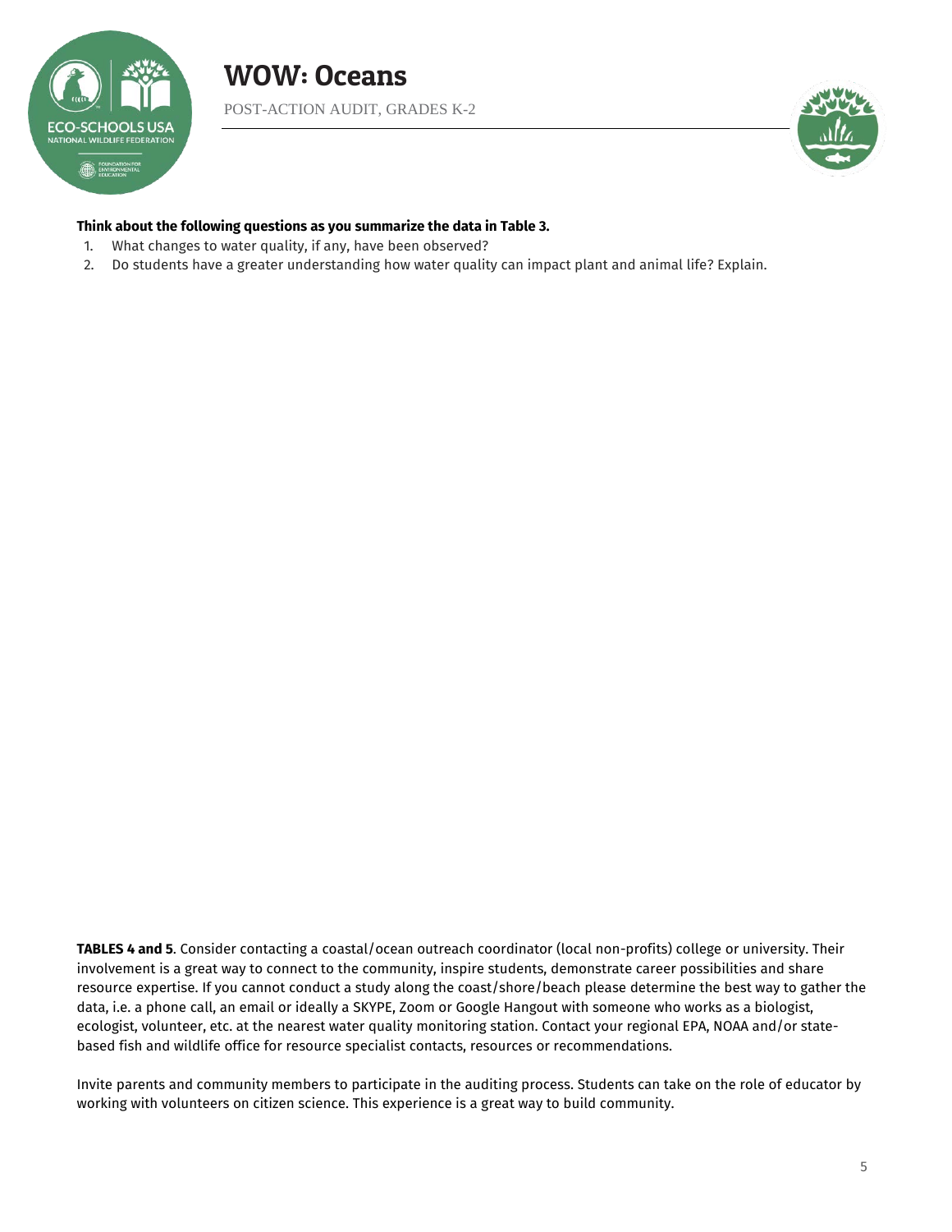**Think about the following questions as you summarize the data in Table 3.**

1. What changes to water quality, if any, have been observed?
2. Do students have a greater understanding how water quality can impact plant and animal life? Explain.

**TABLES 4 and 5**. Consider contacting a coastal/ocean outreach coordinator (local non-profits) college or university. Their involvement is a great way to connect to the community, inspire students, demonstrate career possibilities and share resource expertise. If you cannot conduct a study along the coast/shore/beach please determine the best way to gather the data, i.e. a phone call, an email or ideally a SKYPE, Zoom or Google Hangout with someone who works as a biologist, ecologist, volunteer, etc. at the nearest water quality monitoring station. Contact your regional EPA, NOAA and/or state-based fish and wildlife office for resource specialist contacts, resources or recommendations.

Invite parents and community members to participate in the auditing process. Students can take on the role of educator by working with volunteers on citizen science. This experience is a great way to build community.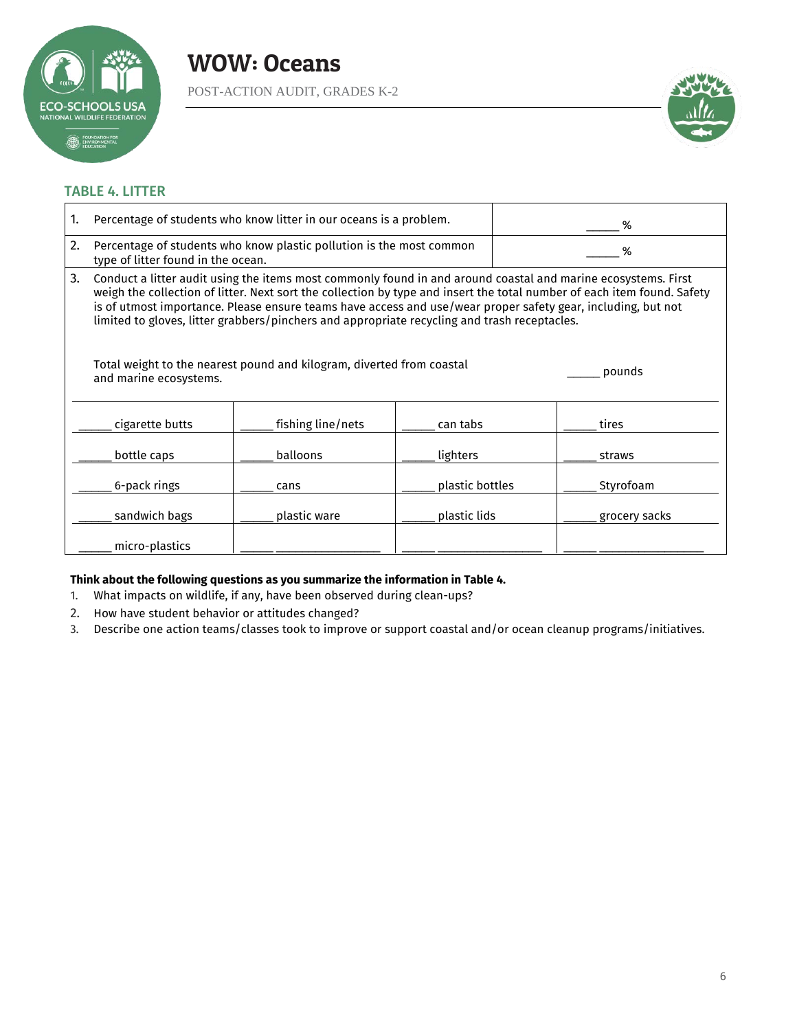# WOW: Oceans

POST-ACTION AUDIT, GRADES K-2

## TABLE 4. LITTER

| | |
|---|---|
| 1. Percentage of students who know litter in our oceans is a problem. | _____ % |
| 2. Percentage of students who know plastic pollution is the most common type of litter found in the ocean. | _____ % |

3. Conduct a litter audit using the items most commonly found in and around coastal and marine ecosystems. First weigh the collection of litter. Next sort the collection by type and insert the total number of each item found. Safety is of utmost importance. Please ensure teams have access and use/wear proper safety gear, including, but not limited to gloves, litter grabbers/pinchers and appropriate recycling and trash receptacles.

Total weight to the nearest pound and kilogram, diverted from coastal and marine ecosystems. _____ pounds

| | | | |
|---|---|---|---|
| _____ cigarette butts | _____ fishing line/nets | _____ can tabs | _____ tires |
| _____ bottle caps | _____ balloons | _____ lighters | _____ straws |
| _____ 6-pack rings | _____ cans | _____ plastic bottles | _____ Styrofoam |
| _____ sandwich bags | _____ plastic ware | _____ plastic lids | _____ grocery sacks |
| _____ micro-plastics | _____ _______________ | _____ _______________ | _____ _______________ |

**Think about the following questions as you summarize the information in Table 4.**

1. What impacts on wildlife, if any, have been observed during clean-ups?
2. How have student behavior or attitudes changed?
3. Describe one action teams/classes took to improve or support coastal and/or ocean cleanup programs/initiatives.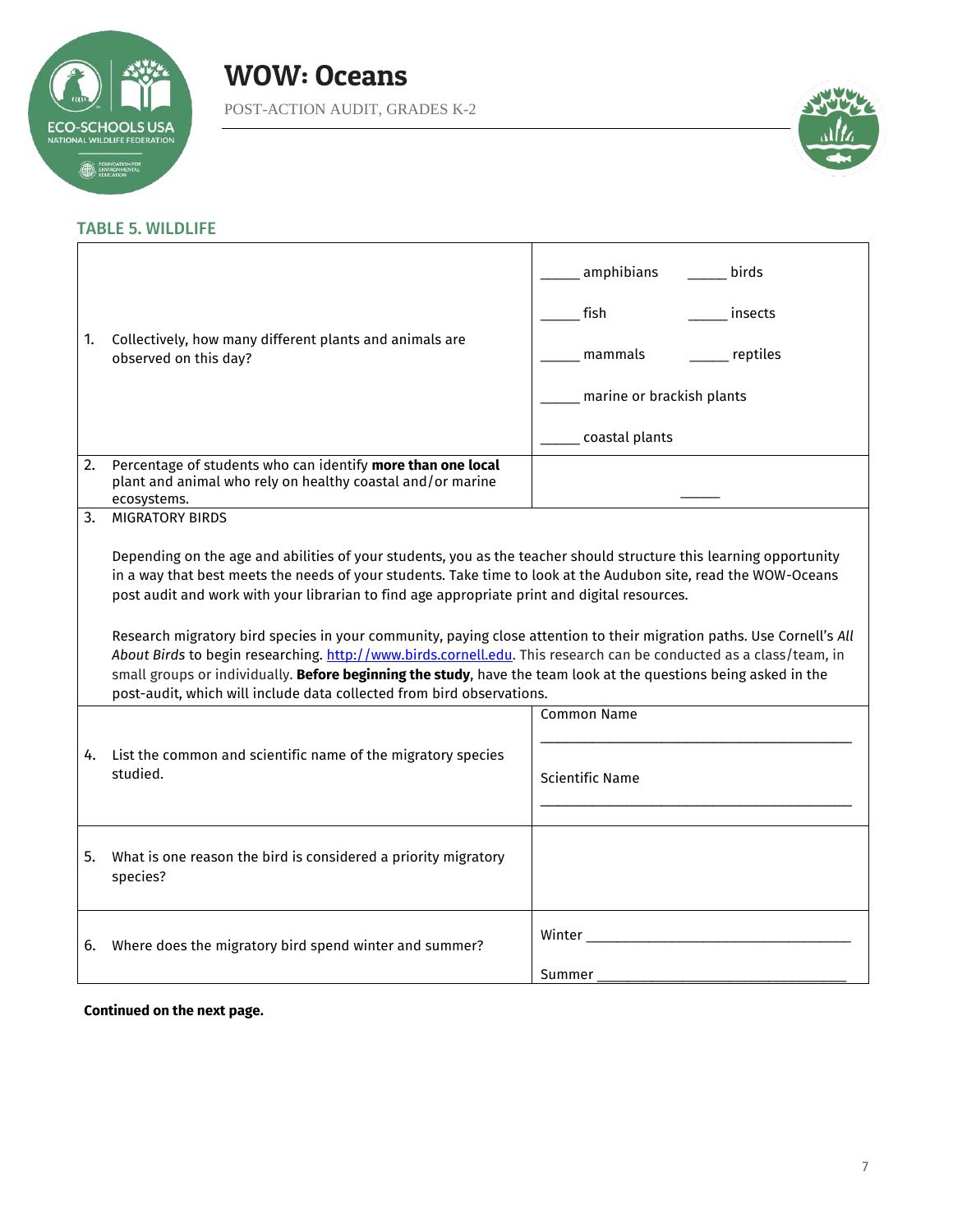# WOW: Oceans

POST-ACTION AUDIT, GRADES K-2

## TABLE 5. WILDLIFE

| | |
|---|---|
| 1. Collectively, how many different plants and animals are observed on this day? | _____ amphibians _____ birds<br>_____ fish _____ insects<br>_____ mammals _____ reptiles<br>_____ marine or brackish plants<br>_____ coastal plants |
| 2. Percentage of students who can identify **more than one local** plant and animal who rely on healthy coastal and/or marine ecosystems. | _____ |
| 3. MIGRATORY BIRDS<br><br>Depending on the age and abilities of your students, you as the teacher should structure this learning opportunity in a way that best meets the needs of your students. Take time to look at the Audubon site, read the WOW-Oceans post audit and work with your librarian to find age appropriate print and digital resources.<br><br>Research migratory bird species in your community, paying close attention to their migration paths. Use Cornell's *All About Birds* to begin researching. http://www.birds.cornell.edu. This research can be conducted as a class/team, in small groups or individually. **Before beginning the study**, have the team look at the questions being asked in the post-audit, which will include data collected from bird observations. | |
| 4. List the common and scientific name of the migratory species studied. | Common Name<br>_______________________<br>Scientific Name<br>_______________________ |
| 5. What is one reason the bird is considered a priority migratory species? | |
| 6. Where does the migratory bird spend winter and summer? | Winter _______________________<br>Summer _______________________ |

**Continued on the next page.**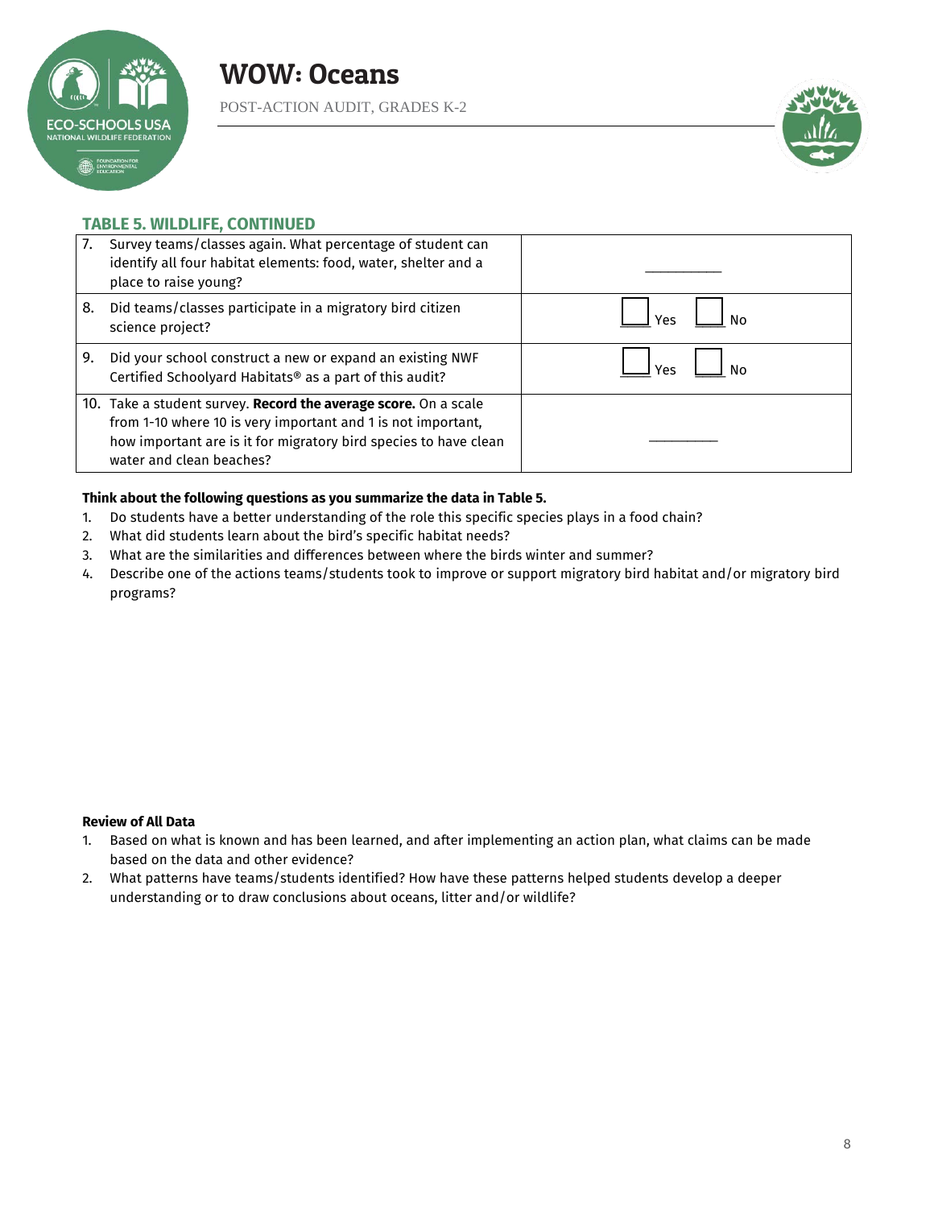# WOW: Oceans

POST-ACTION AUDIT, GRADES K-2

### TABLE 5. WILDLIFE, CONTINUED

| | |
|---|---|
| 7. Survey teams/classes again. What percentage of student can identify all four habitat elements: food, water, shelter and a place to raise young? | __________ |
| 8. Did teams/classes participate in a migratory bird citizen science project? | ☐ Yes ☐ No |
| 9. Did your school construct a new or expand an existing NWF Certified Schoolyard Habitats® as a part of this audit? | ☐ Yes ☐ No |
| 10. Take a student survey. **Record the average score.** On a scale from 1-10 where 10 is very important and 1 is not important, how important are is it for migratory bird species to have clean water and clean beaches? | __________ |

**Think about the following questions as you summarize the data in Table 5.**

1. Do students have a better understanding of the role this specific species plays in a food chain?
2. What did students learn about the bird's specific habitat needs?
3. What are the similarities and differences between where the birds winter and summer?
4. Describe one of the actions teams/students took to improve or support migratory bird habitat and/or migratory bird programs?

**Review of All Data**

1. Based on what is known and has been learned, and after implementing an action plan, what claims can be made based on the data and other evidence?
2. What patterns have teams/students identified? How have these patterns helped students develop a deeper understanding or to draw conclusions about oceans, litter and/or wildlife?